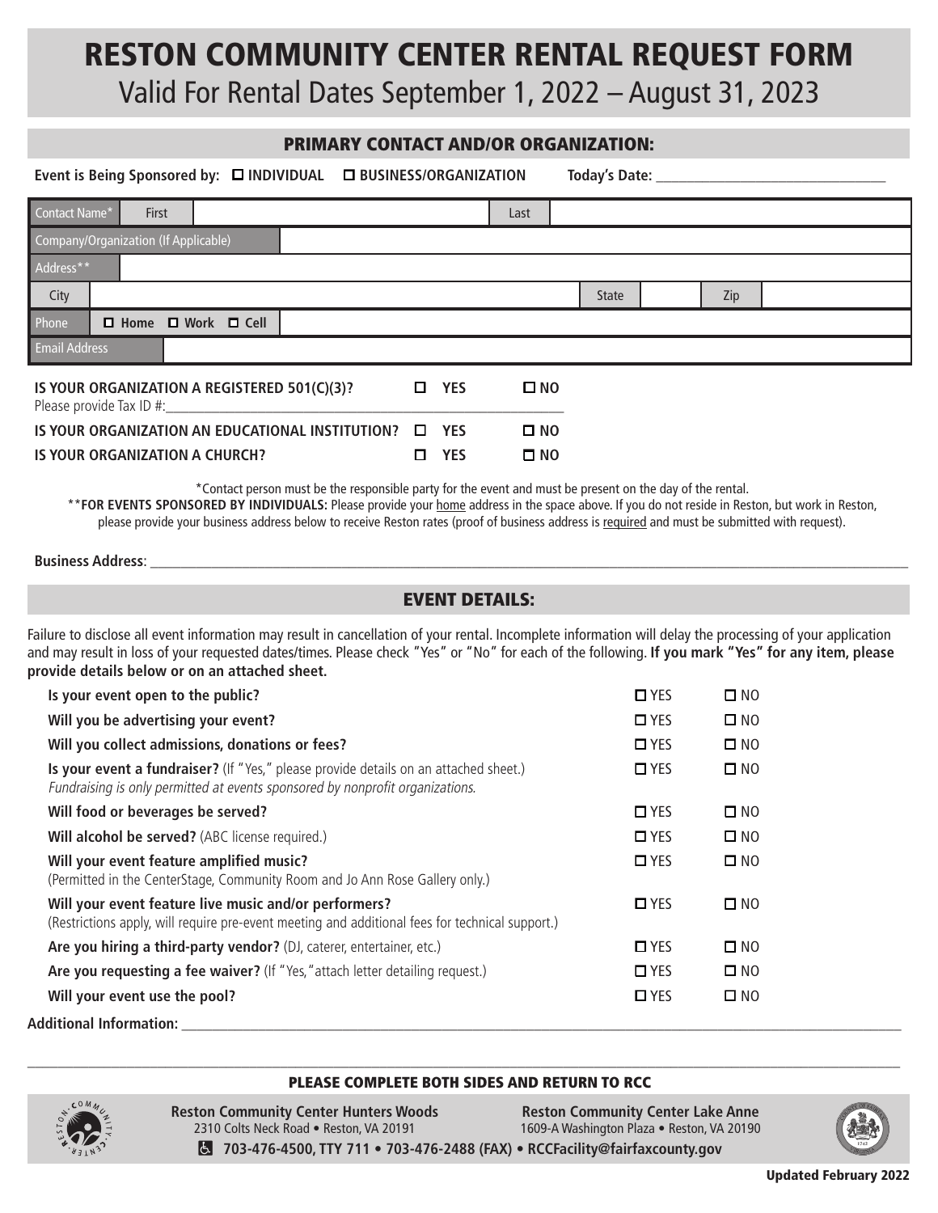# RESTON COMMUNITY CENTER RENTAL REQUEST FORM

Valid For Rental Dates September 1, 2022 – August 31, 2023

## PRIMARY CONTACT AND/OR ORGANIZATION:

**Event is Being Sponsored by:** ☐ **INDIVIDUAL** ☐ **BUSINESS/ORGANIZATION** **Today's Date:** ______________________________

| Contact Name* | First | | Last | | | |
|---|---|---|---|---|---|---|
| Company/Organization (If Applicable) | | | | | | |
| Address** | | | | | | |
| City | | | State | | Zip | |
| Phone | ☐ Home ☐ Work ☐ Cell | | | | | |
| Email Address | | | | | | |

**IS YOUR ORGANIZATION A REGISTERED 501(C)(3)?** ☐ **YES** ☐ **NO**

Please provide Tax ID #:______________________________

**IS YOUR ORGANIZATION AN EDUCATIONAL INSTITUTION?** ☐ **YES** ☐ **NO**

**IS YOUR ORGANIZATION A CHURCH?** ☐ **YES** ☐ **NO**

*Contact person must be the responsible party for the event and must be present on the day of the rental.

****FOR EVENTS SPONSORED BY INDIVIDUALS:** Please provide your home address in the space above. If you do not reside in Reston, but work in Reston, please provide your business address below to receive Reston rates (proof of business address is required and must be submitted with request).

**Business Address**: ______________________________

## EVENT DETAILS:

Failure to disclose all event information may result in cancellation of your rental. Incomplete information will delay the processing of your application and may result in loss of your requested dates/times. Please check "Yes" or "No" for each of the following. **If you mark "Yes" for any item, please provide details below or on an attached sheet.**

| | | |
|---|---|---|
| **Is your event open to the public?** | ☐ YES | ☐ NO |
| **Will you be advertising your event?** | ☐ YES | ☐ NO |
| **Will you collect admissions, donations or fees?** | ☐ YES | ☐ NO |
| **Is your event a fundraiser?** (If "Yes," please provide details on an attached sheet.) *Fundraising is only permitted at events sponsored by nonprofit organizations.* | ☐ YES | ☐ NO |
| **Will food or beverages be served?** | ☐ YES | ☐ NO |
| **Will alcohol be served?** (ABC license required.) | ☐ YES | ☐ NO |
| **Will your event feature amplified music?** (Permitted in the CenterStage, Community Room and Jo Ann Rose Gallery only.) | ☐ YES | ☐ NO |
| **Will your event feature live music and/or performers?** (Restrictions apply, will require pre-event meeting and additional fees for technical support.) | ☐ YES | ☐ NO |
| **Are you hiring a third-party vendor?** (DJ, caterer, entertainer, etc.) | ☐ YES | ☐ NO |
| **Are you requesting a fee waiver?** (If "Yes," attach letter detailing request.) | ☐ YES | ☐ NO |
| **Will your event use the pool?** | ☐ YES | ☐ NO |

**Additional Information:** ______________________________

______________________________

**PLEASE COMPLETE BOTH SIDES AND RETURN TO RCC**

**Reston Community Center Hunters Woods**
2310 Colts Neck Road • Reston, VA 20191

**Reston Community Center Lake Anne**
1609-A Washington Plaza • Reston, VA 20190

**703-476-4500, TTY 711 • 703-476-2488 (FAX) • RCCFacility@fairfaxcounty.gov**

**Updated February 2022**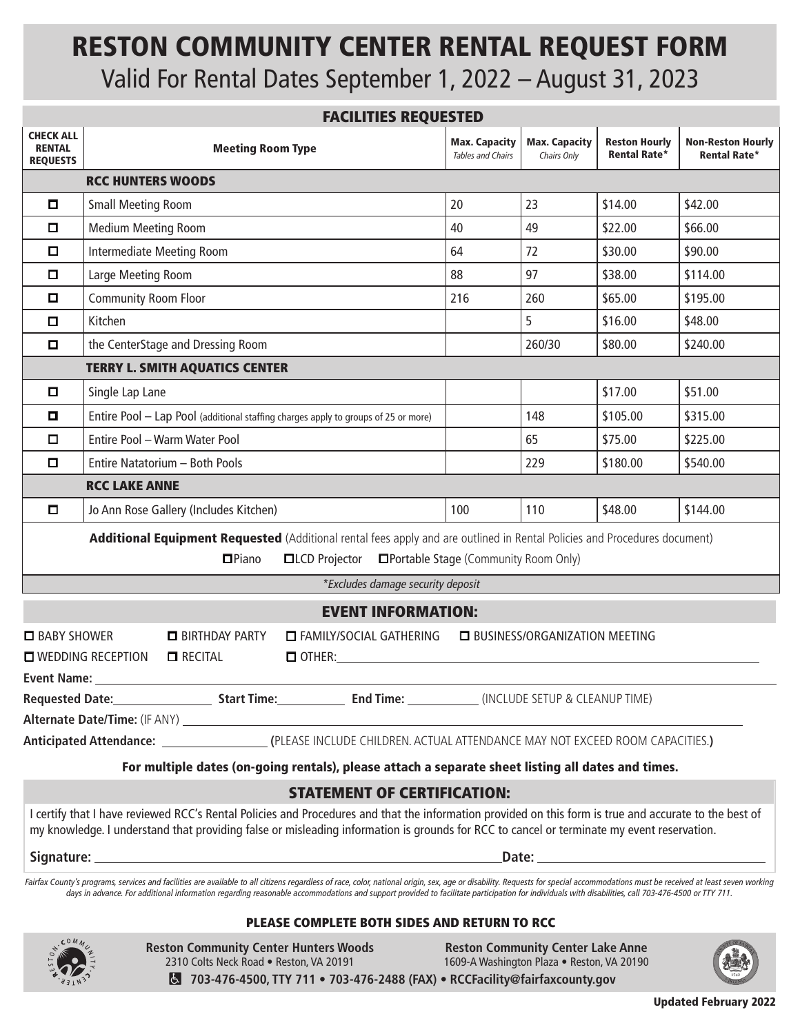# RESTON COMMUNITY CENTER RENTAL REQUEST FORM

## Valid For Rental Dates September 1, 2022 – August 31, 2023

## FACILITIES REQUESTED

| CHECK ALL RENTAL REQUESTS | Meeting Room Type | Max. Capacity *Tables and Chairs* | Max. Capacity *Chairs Only* | Reston Hourly Rental Rate* | Non-Reston Hourly Rental Rate* |
|---|---|---|---|---|---|
| | **RCC HUNTERS WOODS** | | | | |
| ☐ | Small Meeting Room | 20 | 23 | $14.00 | $42.00 |
| ☐ | Medium Meeting Room | 40 | 49 | $22.00 | $66.00 |
| ☐ | Intermediate Meeting Room | 64 | 72 | $30.00 | $90.00 |
| ☐ | Large Meeting Room | 88 | 97 | $38.00 | $114.00 |
| ☐ | Community Room Floor | 216 | 260 | $65.00 | $195.00 |
| ☐ | Kitchen | | 5 | $16.00 | $48.00 |
| ☐ | the CenterStage and Dressing Room | | 260/30 | $80.00 | $240.00 |
| | **TERRY L. SMITH AQUATICS CENTER** | | | | |
| ☐ | Single Lap Lane | | | $17.00 | $51.00 |
| ☐ | Entire Pool – Lap Pool (additional staffing charges apply to groups of 25 or more) | | 148 | $105.00 | $315.00 |
| ☐ | Entire Pool – Warm Water Pool | | 65 | $75.00 | $225.00 |
| ☐ | Entire Natatorium – Both Pools | | 229 | $180.00 | $540.00 |
| | **RCC LAKE ANNE** | | | | |
| ☐ | Jo Ann Rose Gallery (Includes Kitchen) | 100 | 110 | $48.00 | $144.00 |

**Additional Equipment Requested** (Additional rental fees apply and are outlined in Rental Policies and Procedures document)

☐ Piano ☐ LCD Projector ☐ Portable Stage (Community Room Only)

*\*Excludes damage security deposit*

## EVENT INFORMATION:

☐ BABY SHOWER ☐ BIRTHDAY PARTY ☐ FAMILY/SOCIAL GATHERING ☐ BUSINESS/ORGANIZATION MEETING

☐ WEDDING RECEPTION ☐ RECITAL ☐ OTHER: ______________________

**Event Name:** ______________________

**Requested Date:** __________ **Start Time:** __________ **End Time:** __________ (INCLUDE SETUP & CLEANUP TIME)

**Alternate Date/Time:** (IF ANY) ______________________

**Anticipated Attendance:** __________ **(**PLEASE INCLUDE CHILDREN. ACTUAL ATTENDANCE MAY NOT EXCEED ROOM CAPACITIES.**)**

**For multiple dates (on-going rentals), please attach a separate sheet listing all dates and times.**

## STATEMENT OF CERTIFICATION:

I certify that I have reviewed RCC's Rental Policies and Procedures and that the information provided on this form is true and accurate to the best of my knowledge. I understand that providing false or misleading information is grounds for RCC to cancel or terminate my event reservation.

**Signature:** ______________________ **Date:** ______________________

*Fairfax County's programs, services and facilities are available to all citizens regardless of race, color, national origin, sex, age or disability. Requests for special accommodations must be received at least seven working days in advance. For additional information regarding reasonable accommodations and support provided to facilitate participation for individuals with disabilities, call 703-476-4500 or TTY 711.*

**PLEASE COMPLETE BOTH SIDES AND RETURN TO RCC**

**Reston Community Center Hunters Woods**
2310 Colts Neck Road • Reston, VA 20191

**Reston Community Center Lake Anne**
1609-A Washington Plaza • Reston, VA 20190

**703-476-4500, TTY 711 • 703-476-2488 (FAX) • RCCFacility@fairfaxcounty.gov**

**Updated February 2022**